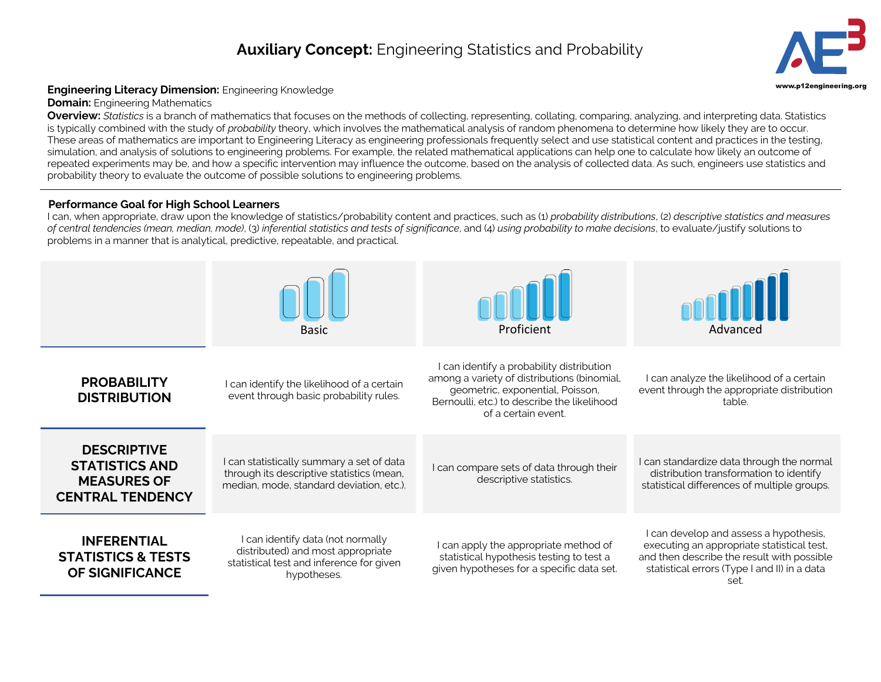# **Auxiliary Concept:** Engineering Statistics and Probability

www.p12engineering.org

**Engineering Literacy Dimension:** Engineering Knowledge
**Domain:** Engineering Mathematics
**Overview:** *Statistics* is a branch of mathematics that focuses on the methods of collecting, representing, collating, comparing, analyzing, and interpreting data. Statistics is typically combined with the study of *probability* theory, which involves the mathematical analysis of random phenomena to determine how likely they are to occur. These areas of mathematics are important to Engineering Literacy as engineering professionals frequently select and use statistical content and practices in the testing, simulation, and analysis of solutions to engineering problems. For example, the related mathematical applications can help one to calculate how likely an outcome of repeated experiments may be, and how a specific intervention may influence the outcome, based on the analysis of collected data. As such, engineers use statistics and probability theory to evaluate the outcome of possible solutions to engineering problems.

---

**Performance Goal for High School Learners**
I can, when appropriate, draw upon the knowledge of statistics/probability content and practices, such as (1) *probability distributions*, (2) *descriptive statistics and measures of central tendencies (mean, median, mode)*, (3) *inferential statistics and tests of significance*, and (4) *using probability to make decisions*, to evaluate/justify solutions to problems in a manner that is analytical, predictive, repeatable, and practical.

| | Basic | Proficient | Advanced |
|---|---|---|---|
| **PROBABILITY DISTRIBUTION** | I can identify the likelihood of a certain event through basic probability rules. | I can identify a probability distribution among a variety of distributions (binomial, geometric, exponential, Poisson, Bernoulli, etc.) to describe the likelihood of a certain event. | I can analyze the likelihood of a certain event through the appropriate distribution table. |
| **DESCRIPTIVE STATISTICS AND MEASURES OF CENTRAL TENDENCY** | I can statistically summary a set of data through its descriptive statistics (mean, median, mode, standard deviation, etc.). | I can compare sets of data through their descriptive statistics. | I can standardize data through the normal distribution transformation to identify statistical differences of multiple groups. |
| **INFERENTIAL STATISTICS & TESTS OF SIGNIFICANCE** | I can identify data (not normally distributed) and most appropriate statistical test and inference for given hypotheses. | I can apply the appropriate method of statistical hypothesis testing to test a given hypotheses for a specific data set. | I can develop and assess a hypothesis, executing an appropriate statistical test, and then describe the result with possible statistical errors (Type I and II) in a data set. |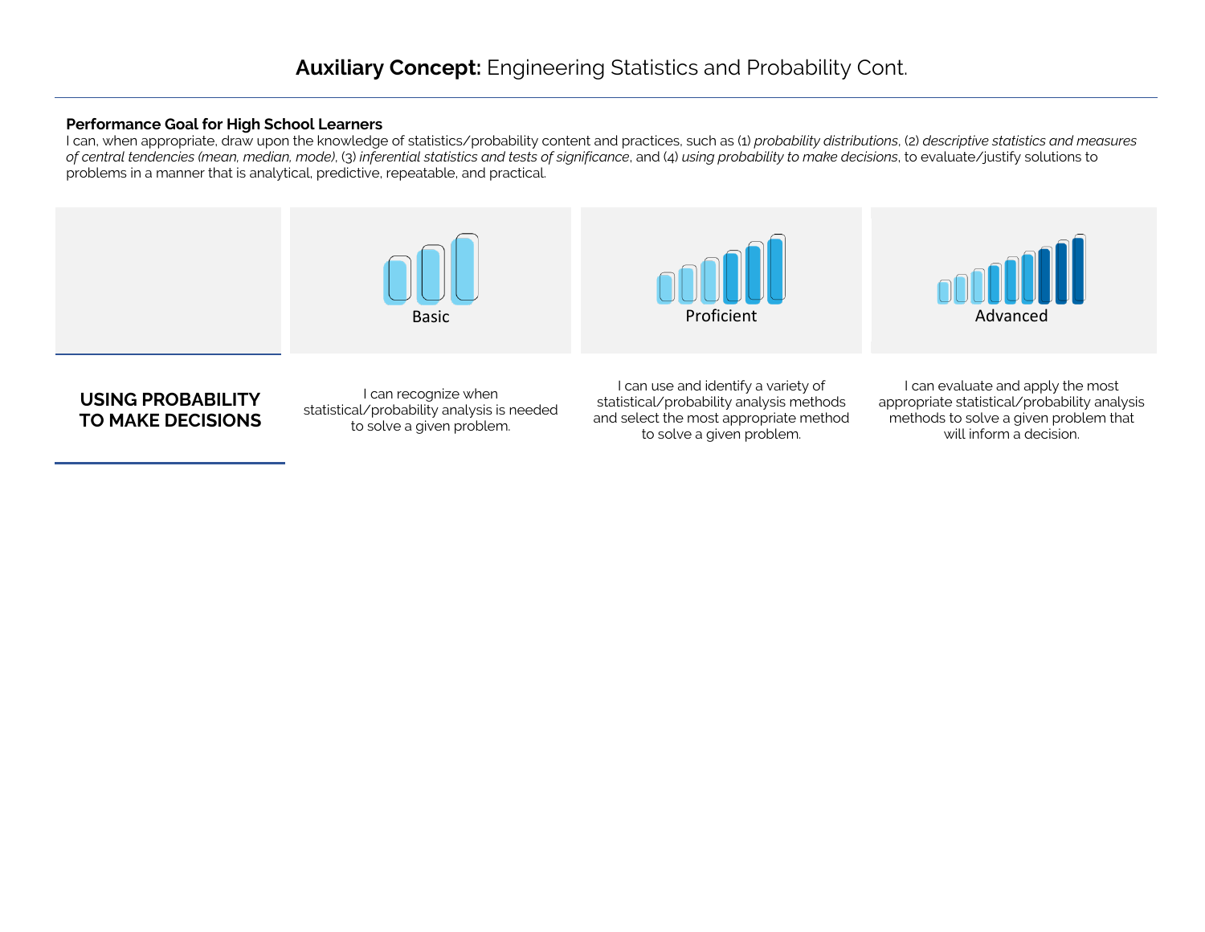## **Auxiliary Concept:** Engineering Statistics and Probability Cont.

**Performance Goal for High School Learners**

I can, when appropriate, draw upon the knowledge of statistics/probability content and practices, such as (1) *probability distributions*, (2) *descriptive statistics and measures of central tendencies (mean, median, mode)*, (3) *inferential statistics and tests of significance*, and (4) *using probability to make decisions*, to evaluate/justify solutions to problems in a manner that is analytical, predictive, repeatable, and practical.

| | Basic | Proficient | Advanced |
|---|---|---|---|
| **USING PROBABILITY TO MAKE DECISIONS** | I can recognize when statistical/probability analysis is needed to solve a given problem. | I can use and identify a variety of statistical/probability analysis methods and select the most appropriate method to solve a given problem. | I can evaluate and apply the most appropriate statistical/probability analysis methods to solve a given problem that will inform a decision. |